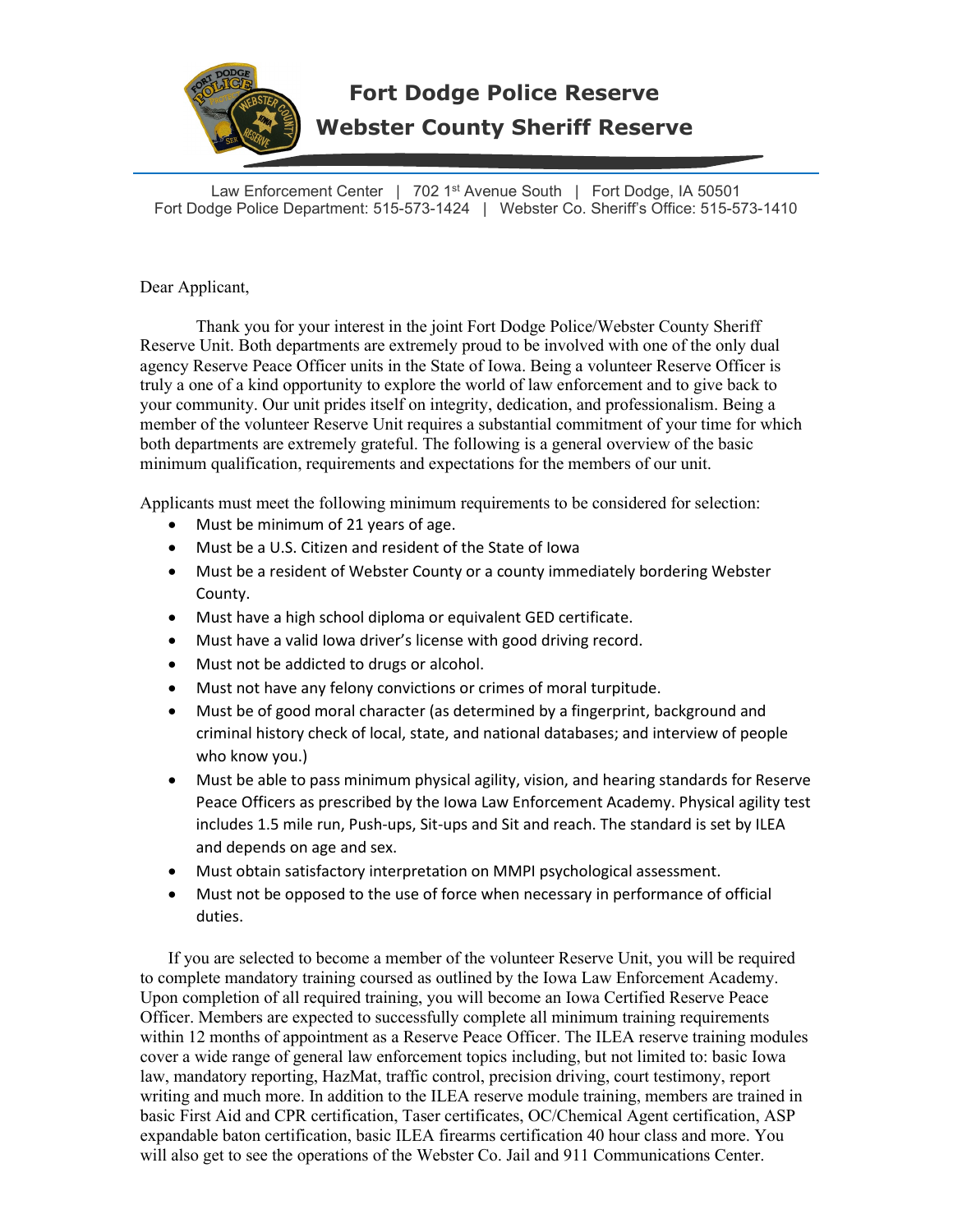# Fort Dodge Police Reserve

# Webster County Sheriff Reserve

Law Enforcement Center | 702 1st Avenue South | Fort Dodge, IA 50501
Fort Dodge Police Department: 515-573-1424 | Webster Co. Sheriff's Office: 515-573-1410

Dear Applicant,

Thank you for your interest in the joint Fort Dodge Police/Webster County Sheriff Reserve Unit. Both departments are extremely proud to be involved with one of the only dual agency Reserve Peace Officer units in the State of Iowa. Being a volunteer Reserve Officer is truly a one of a kind opportunity to explore the world of law enforcement and to give back to your community. Our unit prides itself on integrity, dedication, and professionalism. Being a member of the volunteer Reserve Unit requires a substantial commitment of your time for which both departments are extremely grateful. The following is a general overview of the basic minimum qualification, requirements and expectations for the members of our unit.

Applicants must meet the following minimum requirements to be considered for selection:

- Must be minimum of 21 years of age.
- Must be a U.S. Citizen and resident of the State of Iowa
- Must be a resident of Webster County or a county immediately bordering Webster County.
- Must have a high school diploma or equivalent GED certificate.
- Must have a valid Iowa driver's license with good driving record.
- Must not be addicted to drugs or alcohol.
- Must not have any felony convictions or crimes of moral turpitude.
- Must be of good moral character (as determined by a fingerprint, background and criminal history check of local, state, and national databases; and interview of people who know you.)
- Must be able to pass minimum physical agility, vision, and hearing standards for Reserve Peace Officers as prescribed by the Iowa Law Enforcement Academy. Physical agility test includes 1.5 mile run, Push-ups, Sit-ups and Sit and reach. The standard is set by ILEA and depends on age and sex.
- Must obtain satisfactory interpretation on MMPI psychological assessment.
- Must not be opposed to the use of force when necessary in performance of official duties.

If you are selected to become a member of the volunteer Reserve Unit, you will be required to complete mandatory training coursed as outlined by the Iowa Law Enforcement Academy. Upon completion of all required training, you will become an Iowa Certified Reserve Peace Officer. Members are expected to successfully complete all minimum training requirements within 12 months of appointment as a Reserve Peace Officer. The ILEA reserve training modules cover a wide range of general law enforcement topics including, but not limited to: basic Iowa law, mandatory reporting, HazMat, traffic control, precision driving, court testimony, report writing and much more. In addition to the ILEA reserve module training, members are trained in basic First Aid and CPR certification, Taser certificates, OC/Chemical Agent certification, ASP expandable baton certification, basic ILEA firearms certification 40 hour class and more. You will also get to see the operations of the Webster Co. Jail and 911 Communications Center.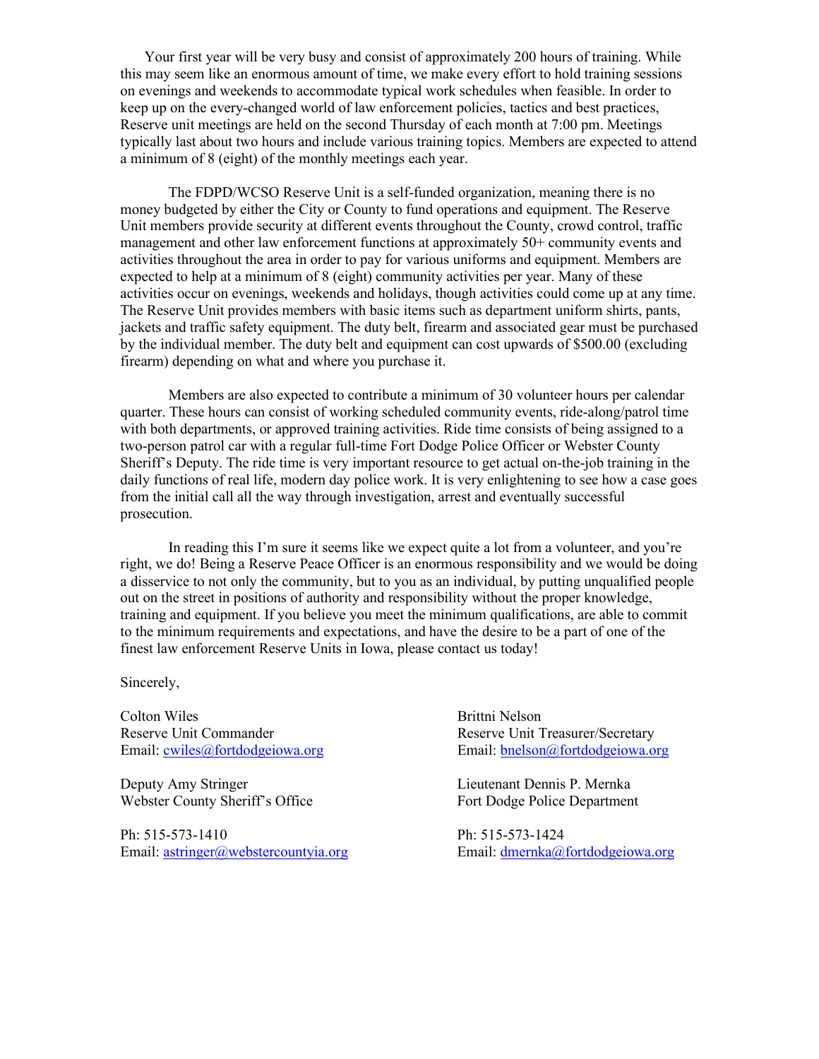Your first year will be very busy and consist of approximately 200 hours of training. While this may seem like an enormous amount of time, we make every effort to hold training sessions on evenings and weekends to accommodate typical work schedules when feasible. In order to keep up on the every-changed world of law enforcement policies, tactics and best practices, Reserve unit meetings are held on the second Thursday of each month at 7:00 pm. Meetings typically last about two hours and include various training topics. Members are expected to attend a minimum of 8 (eight) of the monthly meetings each year.

The FDPD/WCSO Reserve Unit is a self-funded organization, meaning there is no money budgeted by either the City or County to fund operations and equipment. The Reserve Unit members provide security at different events throughout the County, crowd control, traffic management and other law enforcement functions at approximately 50+ community events and activities throughout the area in order to pay for various uniforms and equipment. Members are expected to help at a minimum of 8 (eight) community activities per year. Many of these activities occur on evenings, weekends and holidays, though activities could come up at any time. The Reserve Unit provides members with basic items such as department uniform shirts, pants, jackets and traffic safety equipment. The duty belt, firearm and associated gear must be purchased by the individual member. The duty belt and equipment can cost upwards of $500.00 (excluding firearm) depending on what and where you purchase it.

Members are also expected to contribute a minimum of 30 volunteer hours per calendar quarter. These hours can consist of working scheduled community events, ride-along/patrol time with both departments, or approved training activities. Ride time consists of being assigned to a two-person patrol car with a regular full-time Fort Dodge Police Officer or Webster County Sheriff's Deputy. The ride time is very important resource to get actual on-the-job training in the daily functions of real life, modern day police work. It is very enlightening to see how a case goes from the initial call all the way through investigation, arrest and eventually successful prosecution.

In reading this I'm sure it seems like we expect quite a lot from a volunteer, and you're right, we do! Being a Reserve Peace Officer is an enormous responsibility and we would be doing a disservice to not only the community, but to you as an individual, by putting unqualified people out on the street in positions of authority and responsibility without the proper knowledge, training and equipment. If you believe you meet the minimum qualifications, are able to commit to the minimum requirements and expectations, and have the desire to be a part of one of the finest law enforcement Reserve Units in Iowa, please contact us today!

Sincerely,

Colton Wiles
Reserve Unit Commander
Email: cwiles@fortdodgeiowa.org

Brittni Nelson
Reserve Unit Treasurer/Secretary
Email: bnelson@fortdodgeiowa.org

Deputy Amy Stringer
Webster County Sheriff's Office

Ph: 515-573-1410
Email: astringer@webstercountyia.org

Lieutenant Dennis P. Mernka
Fort Dodge Police Department

Ph: 515-573-1424
Email: dmernka@fortdodgeiowa.org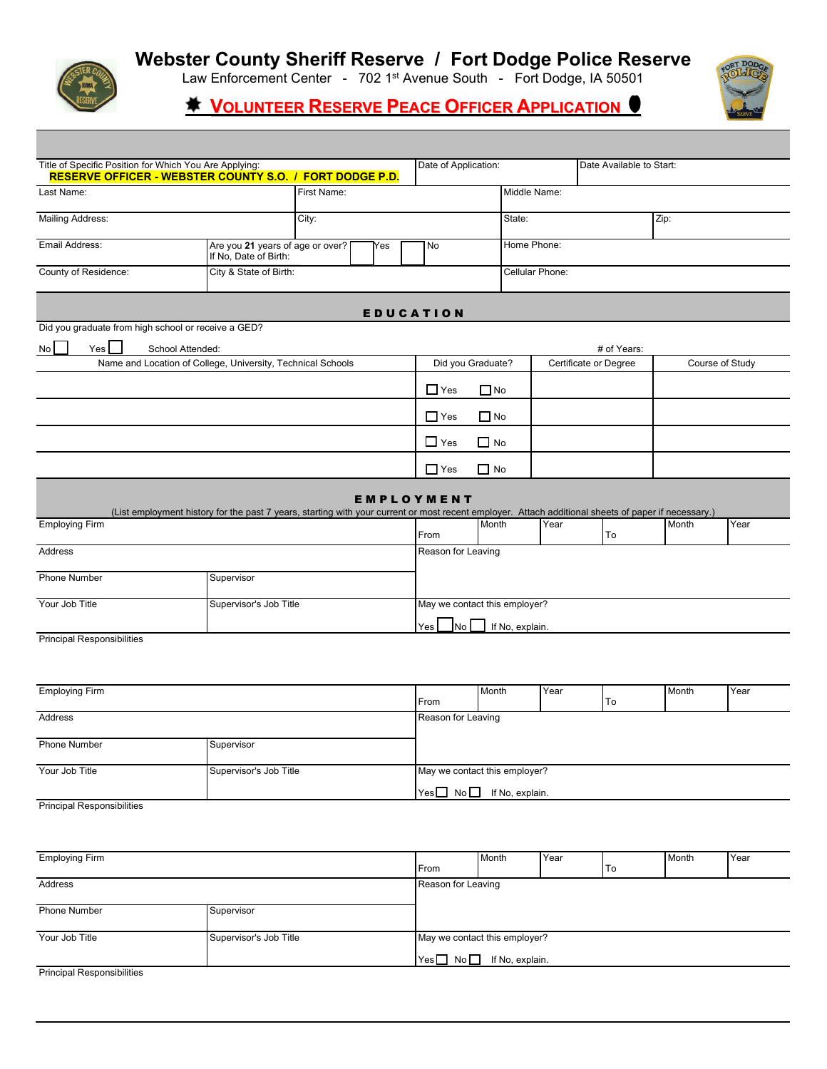# Webster County Sheriff Reserve / Fort Dodge Police Reserve

Law Enforcement Center - 702 1st Avenue South - Fort Dodge, IA 50501

## VOLUNTEER RESERVE PEACE OFFICER APPLICATION

| Title of Specific Position for Which You Are Applying: **RESERVE OFFICER - WEBSTER COUNTY S.O. / FORT DODGE P.D.** | Date of Application: | Date Available to Start: |
|---|---|---|
| Last Name: | First Name: | Middle Name: |
| Mailing Address: | City: | State: / Zip: |
| Email Address: | Are you **21** years of age or over? ☐ Yes ☐ No — If No, Date of Birth: | Home Phone: |
| County of Residence: | City & State of Birth: | Cellular Phone: |

## EDUCATION

Did you graduate from high school or receive a GED?

No ☐ Yes ☐ School Attended: # of Years:

| Name and Location of College, University, Technical Schools | Did you Graduate? | Certificate or Degree | Course of Study |
|---|---|---|---|
| | ☐ Yes ☐ No | | |
| | ☐ Yes ☐ No | | |
| | ☐ Yes ☐ No | | |
| | ☐ Yes ☐ No | | |

## EMPLOYMENT

(List employment history for the past 7 years, starting with your current or most recent employer. Attach additional sheets of paper if necessary.)

| Employing Firm | | From — Month / Year | To — Month / Year |
|---|---|---|---|
| Address | | Reason for Leaving | |
| Phone Number | Supervisor | | |
| Your Job Title | Supervisor's Job Title | May we contact this employer? Yes ☐ No ☐ If No, explain. | |

Principal Responsibilities

| Employing Firm | | From — Month / Year | To — Month / Year |
|---|---|---|---|
| Address | | Reason for Leaving | |
| Phone Number | Supervisor | | |
| Your Job Title | Supervisor's Job Title | May we contact this employer? Yes ☐ No ☐ If No, explain. | |

Principal Responsibilities

| Employing Firm | | From — Month / Year | To — Month / Year |
|---|---|---|---|
| Address | | Reason for Leaving | |
| Phone Number | Supervisor | | |
| Your Job Title | Supervisor's Job Title | May we contact this employer? Yes ☐ No ☐ If No, explain. | |

Principal Responsibilities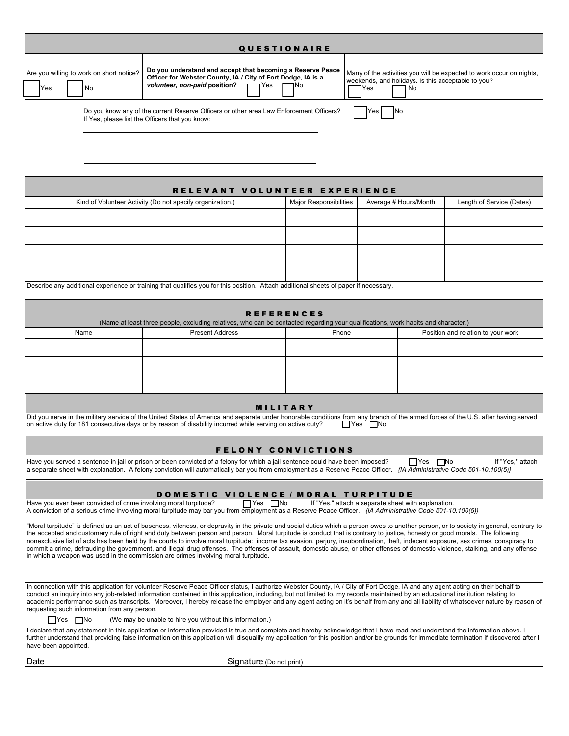## QUESTIONAIRE

| Are you willing to work on short notice? | Do you understand and accept that becoming a Reserve Peace Officer for Webster County, IA / City of Fort Dodge, IA is a *volunteer, non-paid* position? | Many of the activities you will be expected to work occur on nights, weekends, and holidays. Is this acceptable to you? |
|---|---|---|
| ☐ Yes ☐ No | ☐ Yes ☐ No | ☐ Yes ☐ No |

Do you know any of the current Reserve Officers or other area Law Enforcement Officers? ☐ Yes ☐ No
If Yes, please list the Officers that you know:

______________________________________________

______________________________________________

______________________________________________

______________________________________________

## RELEVANT VOLUNTEER EXPERIENCE

| Kind of Volunteer Activity (Do not specify organization.) | Major Responsibilities | Average # Hours/Month | Length of Service (Dates) |
|---|---|---|---|
| | | | |
| | | | |
| | | | |
| | | | |

Describe any additional experience or training that qualifies you for this position. Attach additional sheets of paper if necessary.

## REFERENCES

(Name at least three people, excluding relatives, who can be contacted regarding your qualifications, work habits and character.)

| Name | Present Address | Phone | Position and relation to your work |
|---|---|---|---|
| | | | |
| | | | |
| | | | |

## MILITARY

Did you serve in the military service of the United States of America and separate under honorable conditions from any branch of the armed forces of the U.S. after having served on active duty for 181 consecutive days or by reason of disability incurred while serving on active duty? ☐ Yes ☐ No

## FELONY CONVICTIONS

Have you served a sentence in jail or prison or been convicted of a felony for which a jail sentence could have been imposed? ☐ Yes ☐ No If "Yes," attach a separate sheet with explanation. A felony conviction will automatically bar you from employment as a Reserve Peace Officer. *{IA Administrative Code 501-10.100(5)}*

## DOMESTIC VIOLENCE / MORAL TURPITUDE

Have you ever been convicted of crime involving moral turpitude? ☐ Yes ☐ No If "Yes," attach a separate sheet with explanation.
A conviction of a serious crime involving moral turpitude may bar you from employment as a Reserve Peace Officer. *{IA Administrative Code 501-10.100(5)}*

"Moral turpitude" is defined as an act of baseness, vileness, or depravity in the private and social duties which a person owes to another person, or to society in general, contrary to the accepted and customary rule of right and duty between person and person. Moral turpitude is conduct that is contrary to justice, honesty or good morals. The following nonexclusive list of acts has been held by the courts to involve moral turpitude: income tax evasion, perjury, insubordination, theft, indecent exposure, sex crimes, conspiracy to commit a crime, defrauding the government, and illegal drug offenses. The offenses of assault, domestic abuse, or other offenses of domestic violence, stalking, and any offense in which a weapon was used in the commission are crimes involving moral turpitude.

In connection with this application for volunteer Reserve Peace Officer status, I authorize Webster County, IA / City of Fort Dodge, IA and any agent acting on their behalf to conduct an inquiry into any job-related information contained in this application, including, but not limited to, my records maintained by an educational institution relating to academic performance such as transcripts. Moreover, I hereby release the employer and any agent acting on it's behalf from any and all liability of whatsoever nature by reason of requesting such information from any person.

☐ Yes ☐ No (We may be unable to hire you without this information.)

I declare that any statement in this application or information provided is true and complete and hereby acknowledge that I have read and understand the information above. I further understand that providing false information on this application will disqualify my application for this position and/or be grounds for immediate termination if discovered after I have been appointed.

Date ______________________ Signature (Do not print) ______________________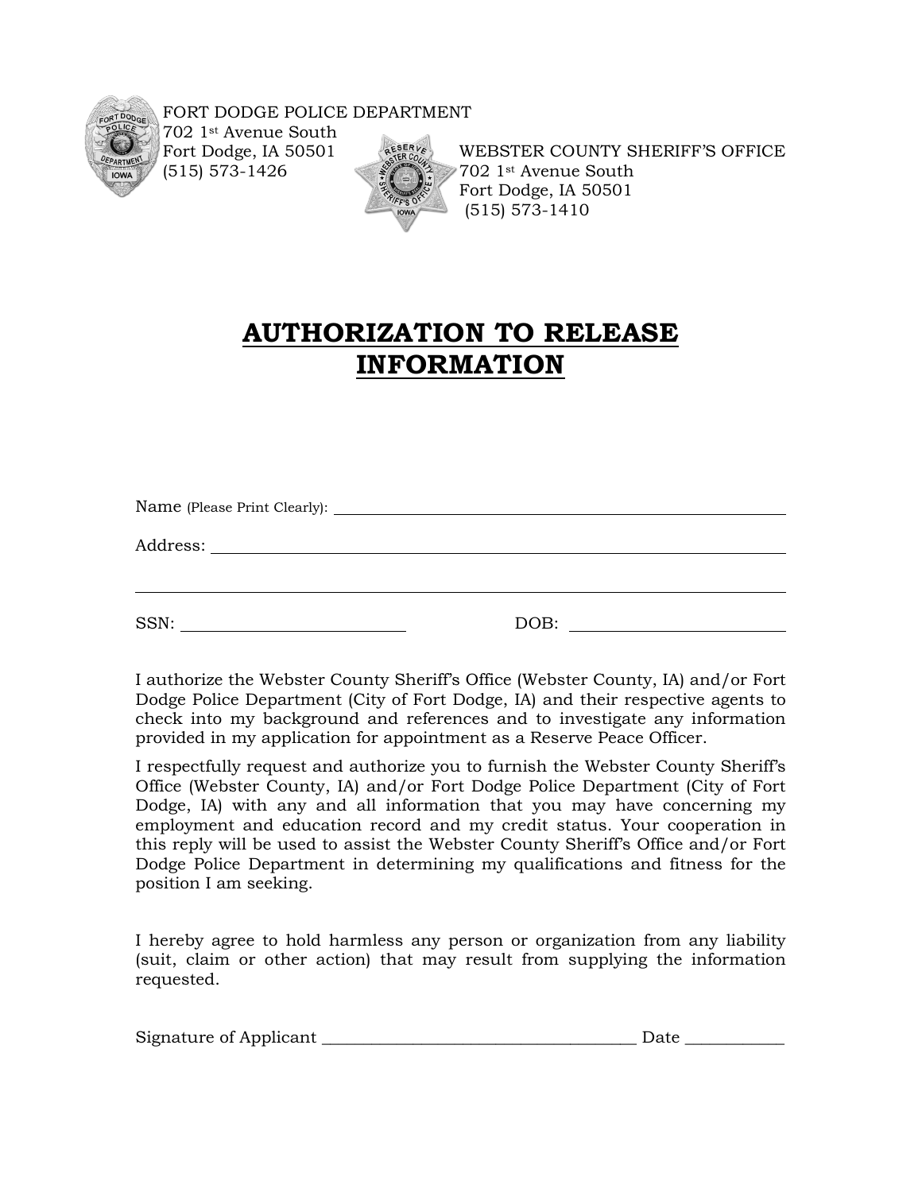FORT DODGE POLICE DEPARTMENT
702 1st Avenue South
Fort Dodge, IA 50501
(515) 573-1426

WEBSTER COUNTY SHERIFF'S OFFICE
702 1st Avenue South
Fort Dodge, IA 50501
(515) 573-1410

# AUTHORIZATION TO RELEASE INFORMATION

Name (Please Print Clearly): ______________________________________________

Address: ______________________________________________

______________________________________________

SSN: ______________________ DOB: ______________________

I authorize the Webster County Sheriff's Office (Webster County, IA) and/or Fort Dodge Police Department (City of Fort Dodge, IA) and their respective agents to check into my background and references and to investigate any information provided in my application for appointment as a Reserve Peace Officer.

I respectfully request and authorize you to furnish the Webster County Sheriff's Office (Webster County, IA) and/or Fort Dodge Police Department (City of Fort Dodge, IA) with any and all information that you may have concerning my employment and education record and my credit status. Your cooperation in this reply will be used to assist the Webster County Sheriff's Office and/or Fort Dodge Police Department in determining my qualifications and fitness for the position I am seeking.

I hereby agree to hold harmless any person or organization from any liability (suit, claim or other action) that may result from supplying the information requested.

Signature of Applicant ____________________________________ Date ___________